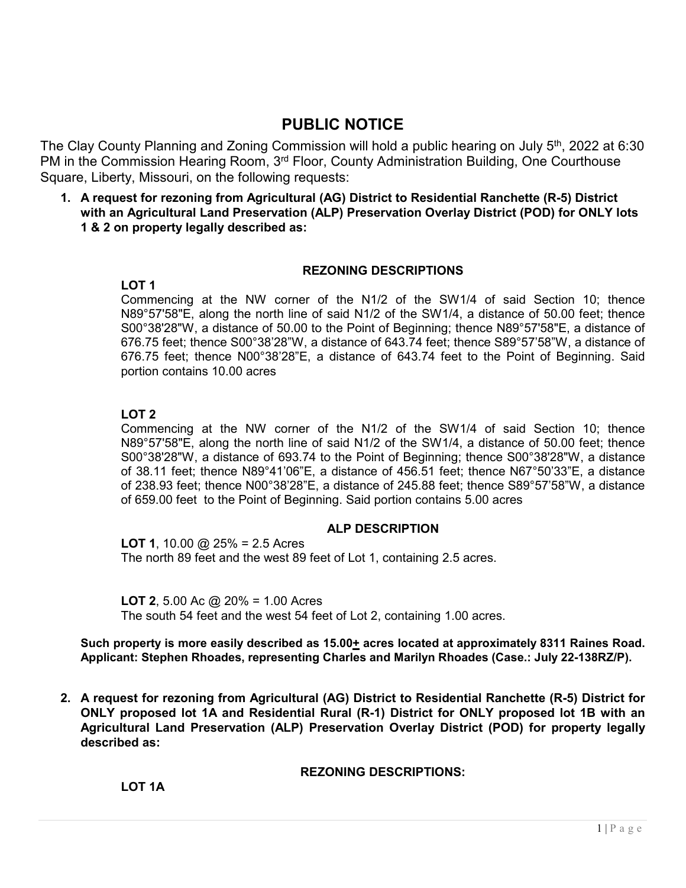# PUBLIC NOTICE

The Clay County Planning and Zoning Commission will hold a public hearing on July 5th, 2022 at 6:30 PM in the Commission Hearing Room, 3rd Floor, County Administration Building, One Courthouse Square, Liberty, Missouri, on the following requests:

1. **A request for rezoning from Agricultural (AG) District to Residential Ranchette (R-5) District with an Agricultural Land Preservation (ALP) Preservation Overlay District (POD) for ONLY lots 1 & 2 on property legally described as:**

### REZONING DESCRIPTIONS

**LOT 1**

Commencing at the NW corner of the N1/2 of the SW1/4 of said Section 10; thence N89°57'58"E, along the north line of said N1/2 of the SW1/4, a distance of 50.00 feet; thence S00°38'28"W, a distance of 50.00 to the Point of Beginning; thence N89°57'58"E, a distance of 676.75 feet; thence S00°38'28"W, a distance of 643.74 feet; thence S89°57'58"W, a distance of 676.75 feet; thence N00°38'28"E, a distance of 643.74 feet to the Point of Beginning. Said portion contains 10.00 acres

**LOT 2**

Commencing at the NW corner of the N1/2 of the SW1/4 of said Section 10; thence N89°57'58"E, along the north line of said N1/2 of the SW1/4, a distance of 50.00 feet; thence S00°38'28"W, a distance of 693.74 to the Point of Beginning; thence S00°38'28"W, a distance of 38.11 feet; thence N89°41'06"E, a distance of 456.51 feet; thence N67°50'33"E, a distance of 238.93 feet; thence N00°38'28"E, a distance of 245.88 feet; thence S89°57'58"W, a distance of 659.00 feet to the Point of Beginning. Said portion contains 5.00 acres

### ALP DESCRIPTION

**LOT 1**, 10.00 @ 25% = 2.5 Acres
The north 89 feet and the west 89 feet of Lot 1, containing 2.5 acres.

**LOT 2**, 5.00 Ac @ 20% = 1.00 Acres
The south 54 feet and the west 54 feet of Lot 2, containing 1.00 acres.

**Such property is more easily described as 15.00± acres located at approximately 8311 Raines Road. Applicant: Stephen Rhoades, representing Charles and Marilyn Rhoades (Case.: July 22-138RZ/P).**

2. **A request for rezoning from Agricultural (AG) District to Residential Ranchette (R-5) District for ONLY proposed lot 1A and Residential Rural (R-1) District for ONLY proposed lot 1B with an Agricultural Land Preservation (ALP) Preservation Overlay District (POD) for property legally described as:**

### REZONING DESCRIPTIONS:

**LOT 1A**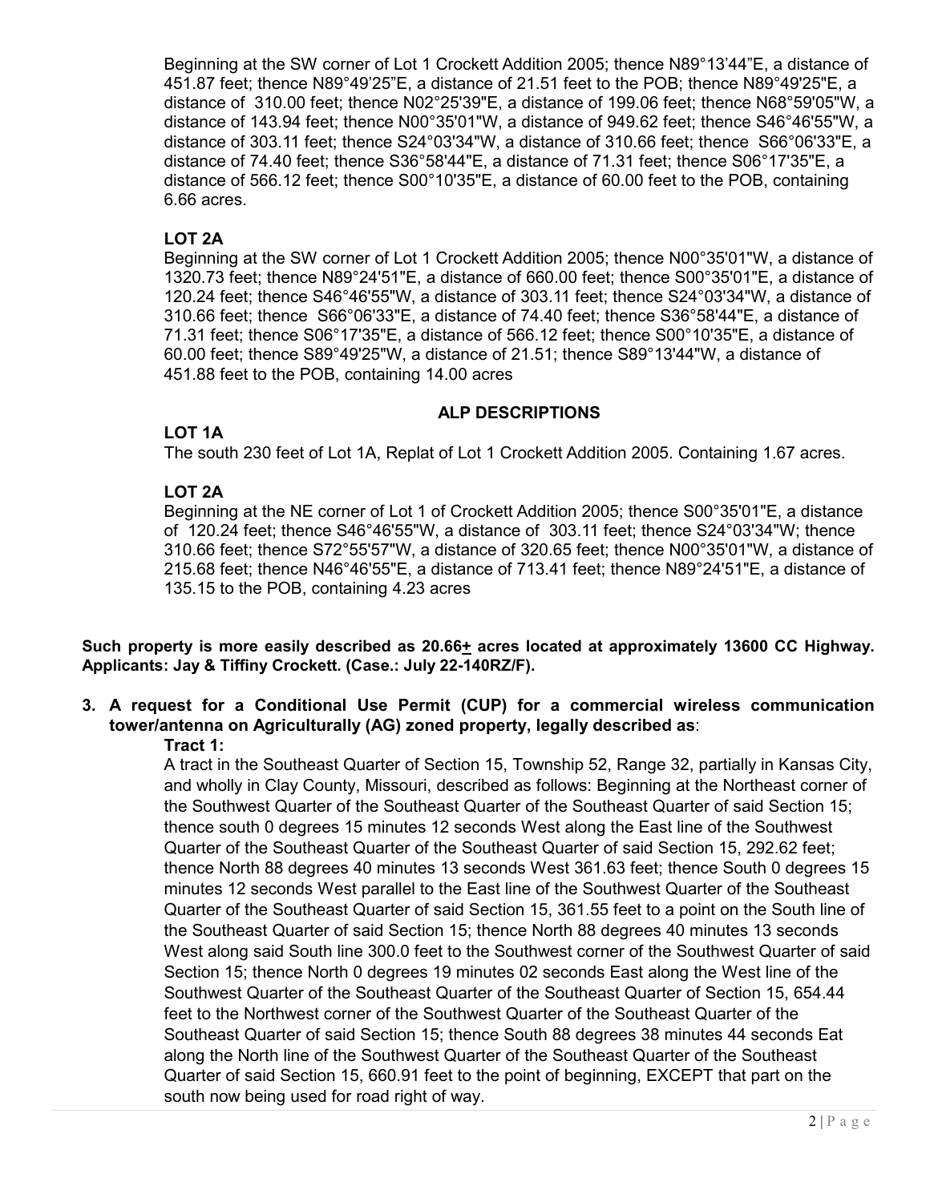Beginning at the SW corner of Lot 1 Crockett Addition 2005; thence N89°13'44"E, a distance of 451.87 feet; thence N89°49'25"E, a distance of 21.51 feet to the POB; thence N89°49'25"E, a distance of 310.00 feet; thence N02°25'39"E, a distance of 199.06 feet; thence N68°59'05"W, a distance of 143.94 feet; thence N00°35'01"W, a distance of 949.62 feet; thence S46°46'55"W, a distance of 303.11 feet; thence S24°03'34"W, a distance of 310.66 feet; thence S66°06'33"E, a distance of 74.40 feet; thence S36°58'44"E, a distance of 71.31 feet; thence S06°17'35"E, a distance of 566.12 feet; thence S00°10'35"E, a distance of 60.00 feet to the POB, containing 6.66 acres.

**LOT 2A**

Beginning at the SW corner of Lot 1 Crockett Addition 2005; thence N00°35'01"W, a distance of 1320.73 feet; thence N89°24'51"E, a distance of 660.00 feet; thence S00°35'01"E, a distance of 120.24 feet; thence S46°46'55"W, a distance of 303.11 feet; thence S24°03'34"W, a distance of 310.66 feet; thence S66°06'33"E, a distance of 74.40 feet; thence S36°58'44"E, a distance of 71.31 feet; thence S06°17'35"E, a distance of 566.12 feet; thence S00°10'35"E, a distance of 60.00 feet; thence S89°49'25"W, a distance of 21.51; thence S89°13'44"W, a distance of 451.88 feet to the POB, containing 14.00 acres

**ALP DESCRIPTIONS**

**LOT 1A**

The south 230 feet of Lot 1A, Replat of Lot 1 Crockett Addition 2005. Containing 1.67 acres.

**LOT 2A**

Beginning at the NE corner of Lot 1 of Crockett Addition 2005; thence S00°35'01"E, a distance of 120.24 feet; thence S46°46'55"W, a distance of 303.11 feet; thence S24°03'34"W; thence 310.66 feet; thence S72°55'57"W, a distance of 320.65 feet; thence N00°35'01"W, a distance of 215.68 feet; thence N46°46'55"E, a distance of 713.41 feet; thence N89°24'51"E, a distance of 135.15 to the POB, containing 4.23 acres

**Such property is more easily described as 20.66<u>+</u> acres located at approximately 13600 CC Highway. Applicants: Jay & Tiffiny Crockett. (Case.: July 22-140RZ/F).**

**3. A request for a Conditional Use Permit (CUP) for a commercial wireless communication tower/antenna on Agriculturally (AG) zoned property, legally described as**:

**Tract 1:**

A tract in the Southeast Quarter of Section 15, Township 52, Range 32, partially in Kansas City, and wholly in Clay County, Missouri, described as follows: Beginning at the Northeast corner of the Southwest Quarter of the Southeast Quarter of the Southeast Quarter of said Section 15; thence south 0 degrees 15 minutes 12 seconds West along the East line of the Southwest Quarter of the Southeast Quarter of the Southeast Quarter of said Section 15, 292.62 feet; thence North 88 degrees 40 minutes 13 seconds West 361.63 feet; thence South 0 degrees 15 minutes 12 seconds West parallel to the East line of the Southwest Quarter of the Southeast Quarter of the Southeast Quarter of said Section 15, 361.55 feet to a point on the South line of the Southeast Quarter of said Section 15; thence North 88 degrees 40 minutes 13 seconds West along said South line 300.0 feet to the Southwest corner of the Southwest Quarter of said Section 15; thence North 0 degrees 19 minutes 02 seconds East along the West line of the Southwest Quarter of the Southeast Quarter of the Southeast Quarter of Section 15, 654.44 feet to the Northwest corner of the Southwest Quarter of the Southeast Quarter of the Southeast Quarter of said Section 15; thence South 88 degrees 38 minutes 44 seconds Eat along the North line of the Southwest Quarter of the Southeast Quarter of the Southeast Quarter of said Section 15, 660.91 feet to the point of beginning, EXCEPT that part on the south now being used for road right of way.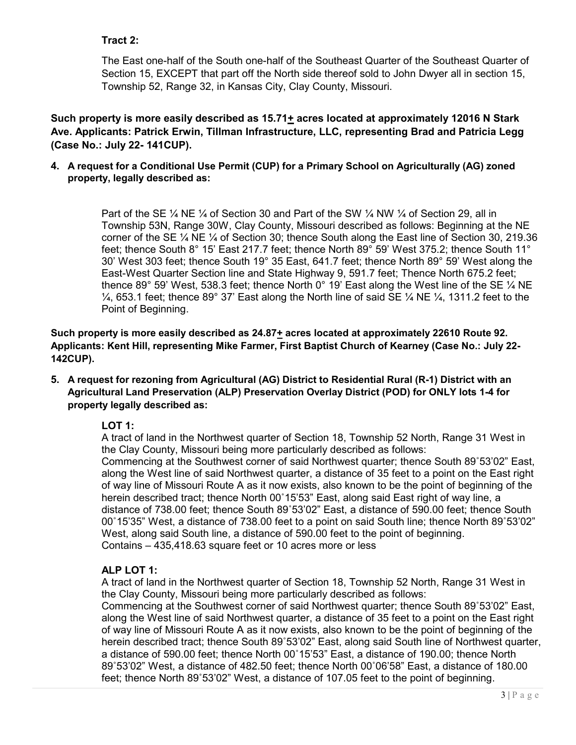**Tract 2:**

The East one-half of the South one-half of the Southeast Quarter of the Southeast Quarter of Section 15, EXCEPT that part off the North side thereof sold to John Dwyer all in section 15, Township 52, Range 32, in Kansas City, Clay County, Missouri.

**Such property is more easily described as 15.71+ acres located at approximately 12016 N Stark Ave. Applicants: Patrick Erwin, Tillman Infrastructure, LLC, representing Brad and Patricia Legg (Case No.: July 22- 141CUP).**

4. **A request for a Conditional Use Permit (CUP) for a Primary School on Agriculturally (AG) zoned property, legally described as:**

   Part of the SE ¼ NE ¼ of Section 30 and Part of the SW ¼ NW ¼ of Section 29, all in Township 53N, Range 30W, Clay County, Missouri described as follows: Beginning at the NE corner of the SE ¼ NE ¼ of Section 30; thence South along the East line of Section 30, 219.36 feet; thence South 8° 15' East 217.7 feet; thence North 89° 59' West 375.2; thence South 11° 30' West 303 feet; thence South 19° 35 East, 641.7 feet; thence North 89° 59' West along the East-West Quarter Section line and State Highway 9, 591.7 feet; Thence North 675.2 feet; thence 89° 59' West, 538.3 feet; thence North 0° 19' East along the West line of the SE ¼ NE ¼, 653.1 feet; thence 89° 37' East along the North line of said SE ¼ NE ¼, 1311.2 feet to the Point of Beginning.

**Such property is more easily described as 24.87+ acres located at approximately 22610 Route 92. Applicants: Kent Hill, representing Mike Farmer, First Baptist Church of Kearney (Case No.: July 22- 142CUP).**

5. **A request for rezoning from Agricultural (AG) District to Residential Rural (R-1) District with an Agricultural Land Preservation (ALP) Preservation Overlay District (POD) for ONLY lots 1-4 for property legally described as:**

   **LOT 1:**
   A tract of land in the Northwest quarter of Section 18, Township 52 North, Range 31 West in the Clay County, Missouri being more particularly described as follows:
   Commencing at the Southwest corner of said Northwest quarter; thence South 89˚53'02" East, along the West line of said Northwest quarter, a distance of 35 feet to a point on the East right of way line of Missouri Route A as it now exists, also known to be the point of beginning of the herein described tract; thence North 00˚15'53" East, along said East right of way line, a distance of 738.00 feet; thence South 89˚53'02" East, a distance of 590.00 feet; thence South 00˚15'35" West, a distance of 738.00 feet to a point on said South line; thence North 89˚53'02" West, along said South line, a distance of 590.00 feet to the point of beginning.
   Contains – 435,418.63 square feet or 10 acres more or less

   **ALP LOT 1:**
   A tract of land in the Northwest quarter of Section 18, Township 52 North, Range 31 West in the Clay County, Missouri being more particularly described as follows:
   Commencing at the Southwest corner of said Northwest quarter; thence South 89˚53'02" East, along the West line of said Northwest quarter, a distance of 35 feet to a point on the East right of way line of Missouri Route A as it now exists, also known to be the point of beginning of the herein described tract; thence South 89˚53'02" East, along said South line of Northwest quarter, a distance of 590.00 feet; thence North 00˚15'53" East, a distance of 190.00; thence North 89˚53'02" West, a distance of 482.50 feet; thence North 00˚06'58" East, a distance of 180.00 feet; thence North 89˚53'02" West, a distance of 107.05 feet to the point of beginning.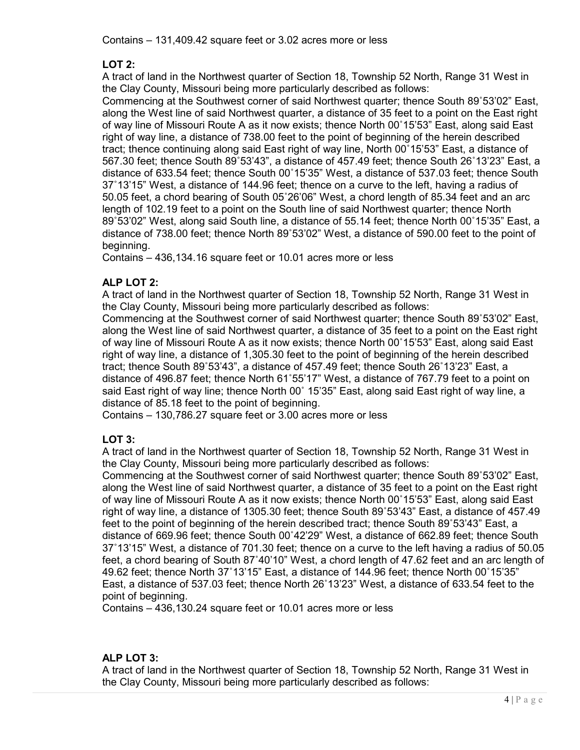Contains – 131,409.42 square feet or 3.02 acres more or less

**LOT 2:**

A tract of land in the Northwest quarter of Section 18, Township 52 North, Range 31 West in the Clay County, Missouri being more particularly described as follows:

Commencing at the Southwest corner of said Northwest quarter; thence South 89˚53'02" East, along the West line of said Northwest quarter, a distance of 35 feet to a point on the East right of way line of Missouri Route A as it now exists; thence North 00˚15'53" East, along said East right of way line, a distance of 738.00 feet to the point of beginning of the herein described tract; thence continuing along said East right of way line, North 00˚15'53" East, a distance of 567.30 feet; thence South 89˚53'43", a distance of 457.49 feet; thence South 26˚13'23" East, a distance of 633.54 feet; thence South 00˚15'35" West, a distance of 537.03 feet; thence South 37˚13'15" West, a distance of 144.96 feet; thence on a curve to the left, having a radius of 50.05 feet, a chord bearing of South 05˚26'06" West, a chord length of 85.34 feet and an arc length of 102.19 feet to a point on the South line of said Northwest quarter; thence North 89˚53'02" West, along said South line, a distance of 55.14 feet; thence North 00˚15'35" East, a distance of 738.00 feet; thence North 89˚53'02" West, a distance of 590.00 feet to the point of beginning.

Contains – 436,134.16 square feet or 10.01 acres more or less

**ALP LOT 2:**

A tract of land in the Northwest quarter of Section 18, Township 52 North, Range 31 West in the Clay County, Missouri being more particularly described as follows:

Commencing at the Southwest corner of said Northwest quarter; thence South 89˚53'02" East, along the West line of said Northwest quarter, a distance of 35 feet to a point on the East right of way line of Missouri Route A as it now exists; thence North 00˚15'53" East, along said East right of way line, a distance of 1,305.30 feet to the point of beginning of the herein described tract; thence South 89˚53'43", a distance of 457.49 feet; thence South 26˚13'23" East, a distance of 496.87 feet; thence North 61˚55'17" West, a distance of 767.79 feet to a point on said East right of way line; thence North 00˚ 15'35" East, along said East right of way line, a distance of 85.18 feet to the point of beginning.

Contains – 130,786.27 square feet or 3.00 acres more or less

**LOT 3:**

A tract of land in the Northwest quarter of Section 18, Township 52 North, Range 31 West in the Clay County, Missouri being more particularly described as follows:

Commencing at the Southwest corner of said Northwest quarter; thence South 89˚53'02" East, along the West line of said Northwest quarter, a distance of 35 feet to a point on the East right of way line of Missouri Route A as it now exists; thence North 00˚15'53" East, along said East right of way line, a distance of 1305.30 feet; thence South 89˚53'43" East, a distance of 457.49 feet to the point of beginning of the herein described tract; thence South 89˚53'43" East, a distance of 669.96 feet; thence South 00˚42'29" West, a distance of 662.89 feet; thence South 37˚13'15" West, a distance of 701.30 feet; thence on a curve to the left having a radius of 50.05 feet, a chord bearing of South 87˚40'10" West, a chord length of 47.62 feet and an arc length of 49.62 feet; thence North 37˚13'15" East, a distance of 144.96 feet; thence North 00˚15'35" East, a distance of 537.03 feet; thence North 26˚13'23" West, a distance of 633.54 feet to the point of beginning.

Contains – 436,130.24 square feet or 10.01 acres more or less

**ALP LOT 3:**

A tract of land in the Northwest quarter of Section 18, Township 52 North, Range 31 West in the Clay County, Missouri being more particularly described as follows: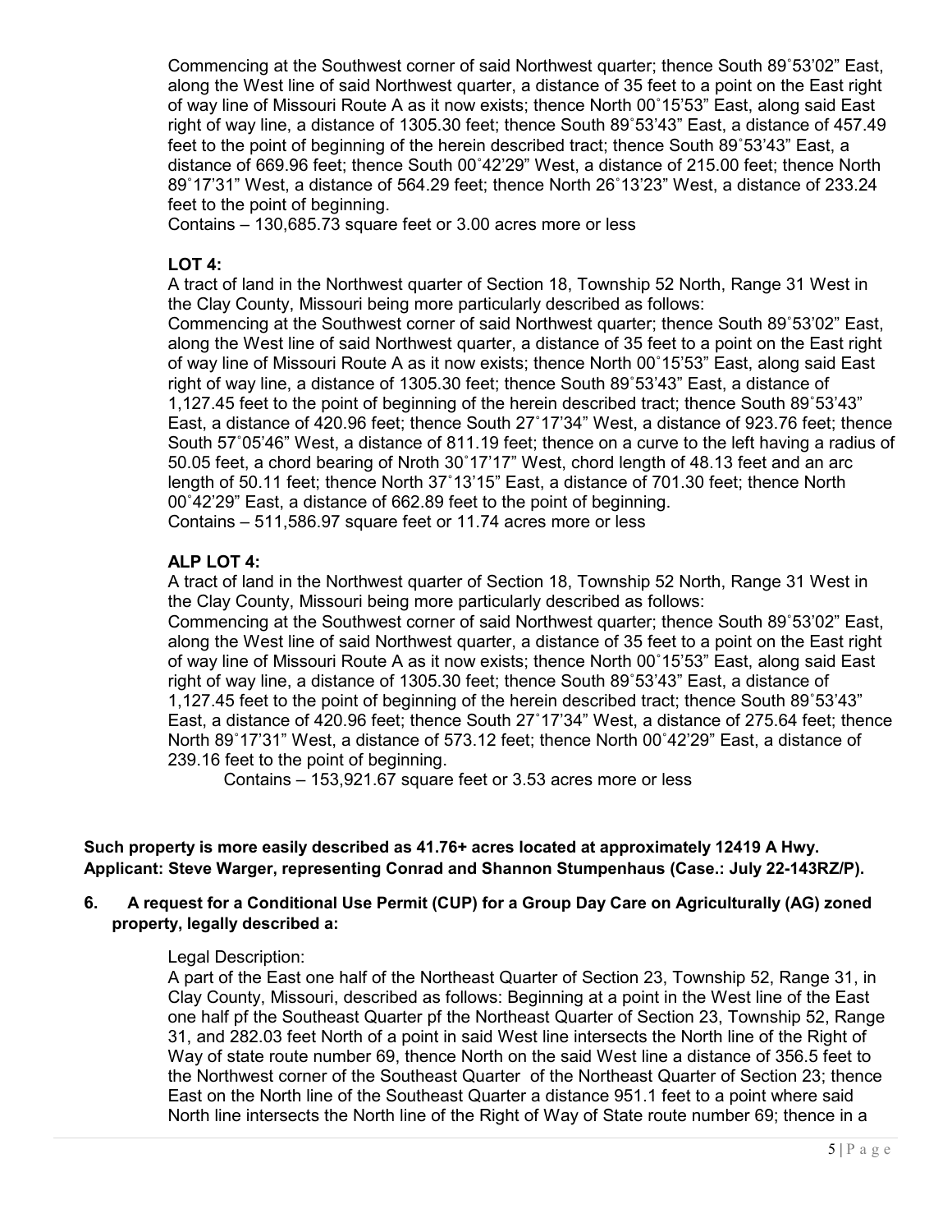Commencing at the Southwest corner of said Northwest quarter; thence South 89˚53'02" East, along the West line of said Northwest quarter, a distance of 35 feet to a point on the East right of way line of Missouri Route A as it now exists; thence North 00˚15'53" East, along said East right of way line, a distance of 1305.30 feet; thence South 89˚53'43" East, a distance of 457.49 feet to the point of beginning of the herein described tract; thence South 89˚53'43" East, a distance of 669.96 feet; thence South 00˚42'29" West, a distance of 215.00 feet; thence North 89˚17'31" West, a distance of 564.29 feet; thence North 26˚13'23" West, a distance of 233.24 feet to the point of beginning.
Contains – 130,685.73 square feet or 3.00 acres more or less

**LOT 4:**
A tract of land in the Northwest quarter of Section 18, Township 52 North, Range 31 West in the Clay County, Missouri being more particularly described as follows:
Commencing at the Southwest corner of said Northwest quarter; thence South 89˚53'02" East, along the West line of said Northwest quarter, a distance of 35 feet to a point on the East right of way line of Missouri Route A as it now exists; thence North 00˚15'53" East, along said East right of way line, a distance of 1305.30 feet; thence South 89˚53'43" East, a distance of 1,127.45 feet to the point of beginning of the herein described tract; thence South 89˚53'43" East, a distance of 420.96 feet; thence South 27˚17'34" West, a distance of 923.76 feet; thence South 57˚05'46" West, a distance of 811.19 feet; thence on a curve to the left having a radius of 50.05 feet, a chord bearing of Nroth 30˚17'17" West, chord length of 48.13 feet and an arc length of 50.11 feet; thence North 37˚13'15" East, a distance of 701.30 feet; thence North 00˚42'29" East, a distance of 662.89 feet to the point of beginning.
Contains – 511,586.97 square feet or 11.74 acres more or less

**ALP LOT 4:**
A tract of land in the Northwest quarter of Section 18, Township 52 North, Range 31 West in the Clay County, Missouri being more particularly described as follows:
Commencing at the Southwest corner of said Northwest quarter; thence South 89˚53'02" East, along the West line of said Northwest quarter, a distance of 35 feet to a point on the East right of way line of Missouri Route A as it now exists; thence North 00˚15'53" East, along said East right of way line, a distance of 1305.30 feet; thence South 89˚53'43" East, a distance of 1,127.45 feet to the point of beginning of the herein described tract; thence South 89˚53'43" East, a distance of 420.96 feet; thence South 27˚17'34" West, a distance of 275.64 feet; thence North 89˚17'31" West, a distance of 573.12 feet; thence North 00˚42'29" East, a distance of 239.16 feet to the point of beginning.
Contains – 153,921.67 square feet or 3.53 acres more or less

**Such property is more easily described as 41.76+ acres located at approximately 12419 A Hwy. Applicant: Steve Warger, representing Conrad and Shannon Stumpenhaus (Case.: July 22-143RZ/P).**

**6. A request for a Conditional Use Permit (CUP) for a Group Day Care on Agriculturally (AG) zoned property, legally described a:**

Legal Description:
A part of the East one half of the Northeast Quarter of Section 23, Township 52, Range 31, in Clay County, Missouri, described as follows: Beginning at a point in the West line of the East one half pf the Southeast Quarter pf the Northeast Quarter of Section 23, Township 52, Range 31, and 282.03 feet North of a point in said West line intersects the North line of the Right of Way of state route number 69, thence North on the said West line a distance of 356.5 feet to the Northwest corner of the Southeast Quarter of the Northeast Quarter of Section 23; thence East on the North line of the Southeast Quarter a distance 951.1 feet to a point where said North line intersects the North line of the Right of Way of State route number 69; thence in a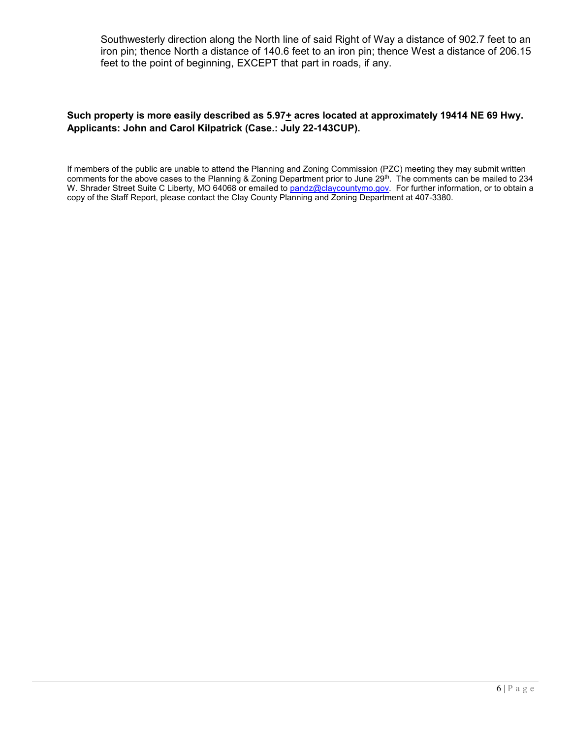Southwesterly direction along the North line of said Right of Way a distance of 902.7 feet to an iron pin; thence North a distance of 140.6 feet to an iron pin; thence West a distance of 206.15 feet to the point of beginning, EXCEPT that part in roads, if any.

**Such property is more easily described as 5.97± acres located at approximately 19414 NE 69 Hwy. Applicants: John and Carol Kilpatrick (Case.: July 22-143CUP).**

If members of the public are unable to attend the Planning and Zoning Commission (PZC) meeting they may submit written comments for the above cases to the Planning & Zoning Department prior to June 29th. The comments can be mailed to 234 W. Shrader Street Suite C Liberty, MO 64068 or emailed to pandz@claycountymo.gov. For further information, or to obtain a copy of the Staff Report, please contact the Clay County Planning and Zoning Department at 407-3380.